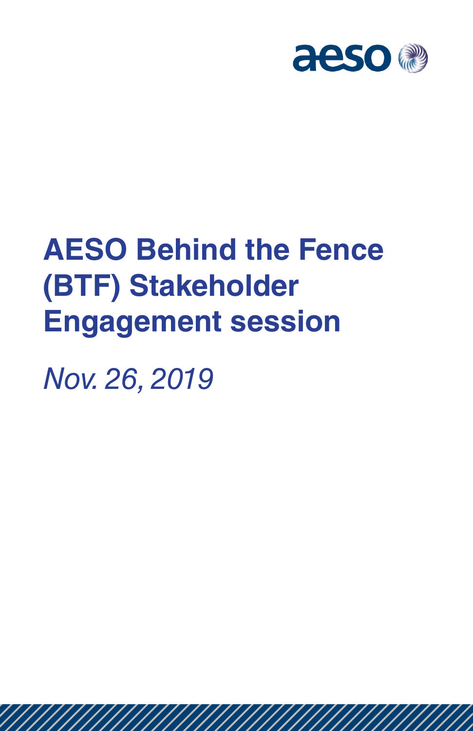aeso

# AESO Behind the Fence (BTF) Stakeholder Engagement session

*Nov. 26, 2019*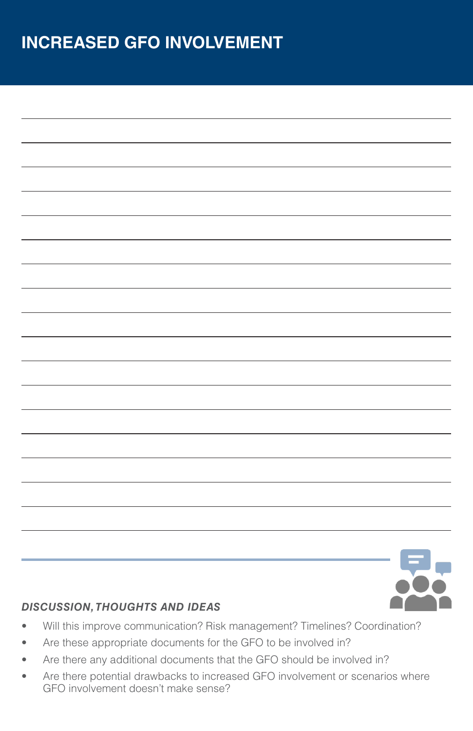# INCREASED GFO INVOLVEMENT

***DISCUSSION, THOUGHTS AND IDEAS***

- Will this improve communication? Risk management? Timelines? Coordination?
- Are these appropriate documents for the GFO to be involved in?
- Are there any additional documents that the GFO should be involved in?
- Are there potential drawbacks to increased GFO involvement or scenarios where GFO involvement doesn't make sense?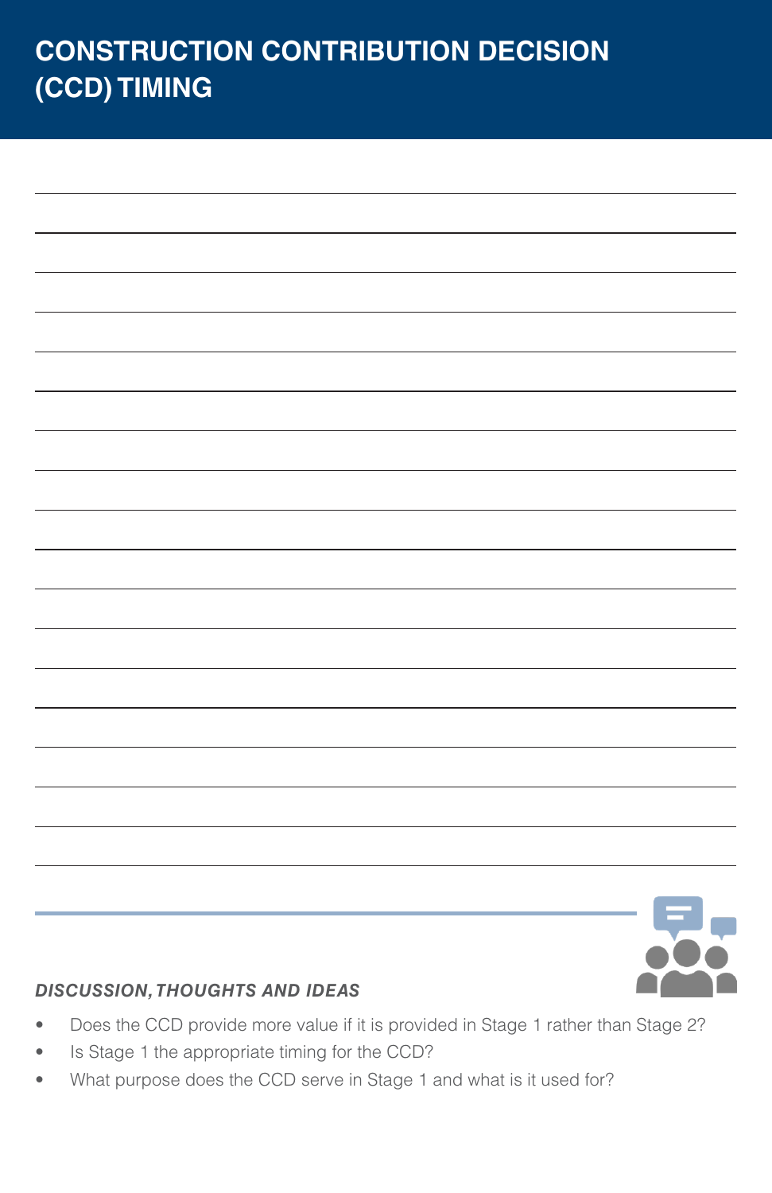# CONSTRUCTION CONTRIBUTION DECISION (CCD) TIMING

***DISCUSSION, THOUGHTS AND IDEAS***

- Does the CCD provide more value if it is provided in Stage 1 rather than Stage 2?
- Is Stage 1 the appropriate timing for the CCD?
- What purpose does the CCD serve in Stage 1 and what is it used for?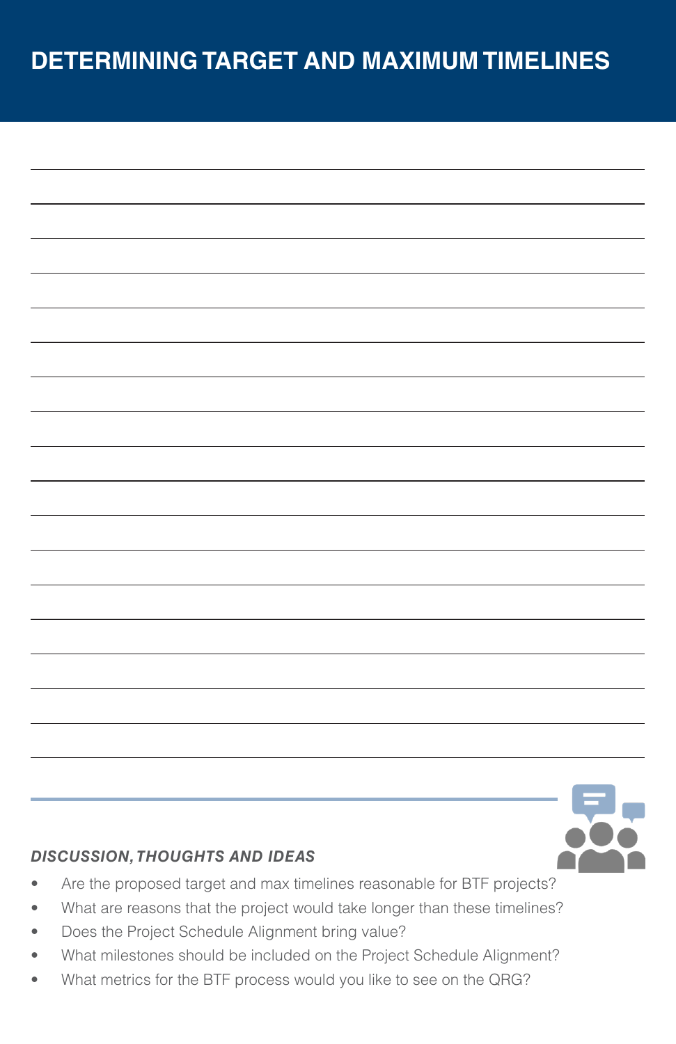# DETERMINING TARGET AND MAXIMUM TIMELINES

***DISCUSSION, THOUGHTS AND IDEAS***

- Are the proposed target and max timelines reasonable for BTF projects?
- What are reasons that the project would take longer than these timelines?
- Does the Project Schedule Alignment bring value?
- What milestones should be included on the Project Schedule Alignment?
- What metrics for the BTF process would you like to see on the QRG?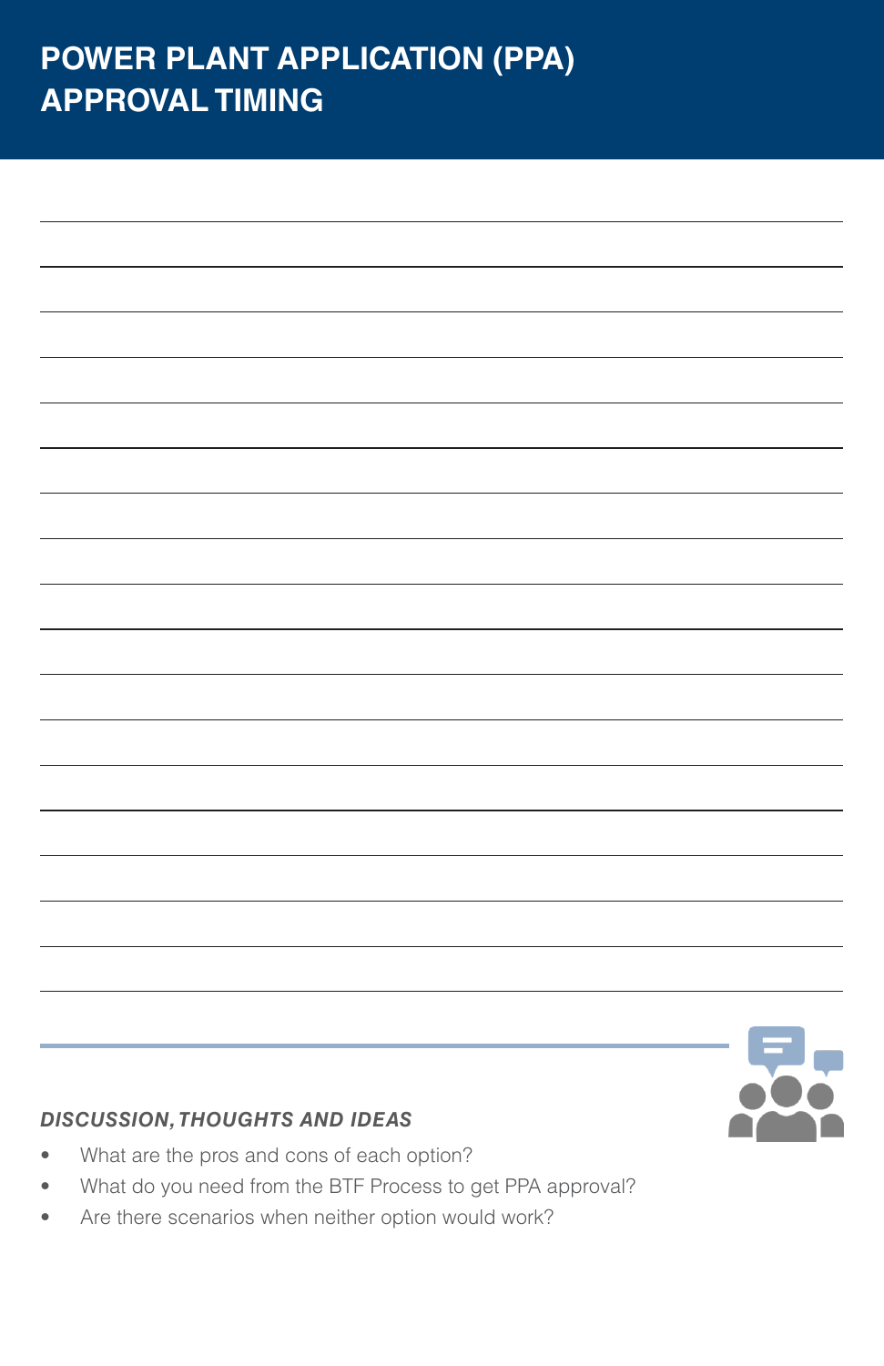# POWER PLANT APPLICATION (PPA) APPROVAL TIMING

***DISCUSSION, THOUGHTS AND IDEAS***

- What are the pros and cons of each option?
- What do you need from the BTF Process to get PPA approval?
- Are there scenarios when neither option would work?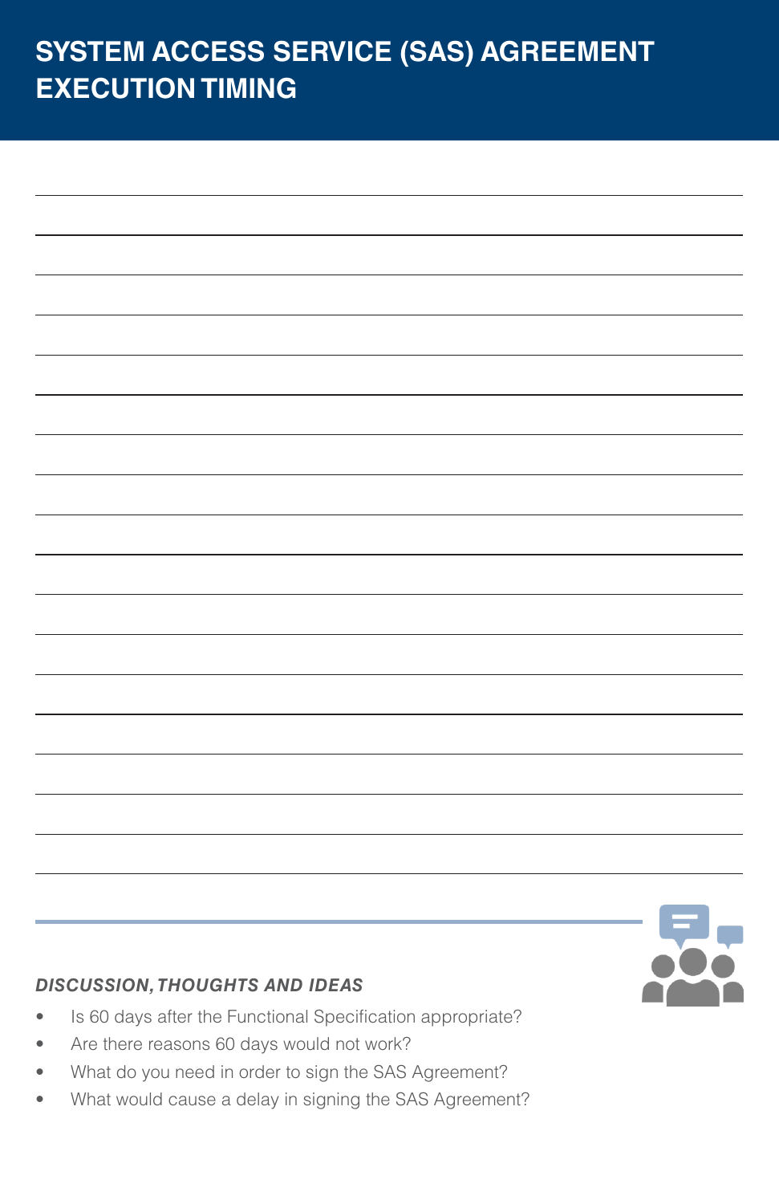# SYSTEM ACCESS SERVICE (SAS) AGREEMENT EXECUTION TIMING

***DISCUSSION, THOUGHTS AND IDEAS***

- Is 60 days after the Functional Specification appropriate?
- Are there reasons 60 days would not work?
- What do you need in order to sign the SAS Agreement?
- What would cause a delay in signing the SAS Agreement?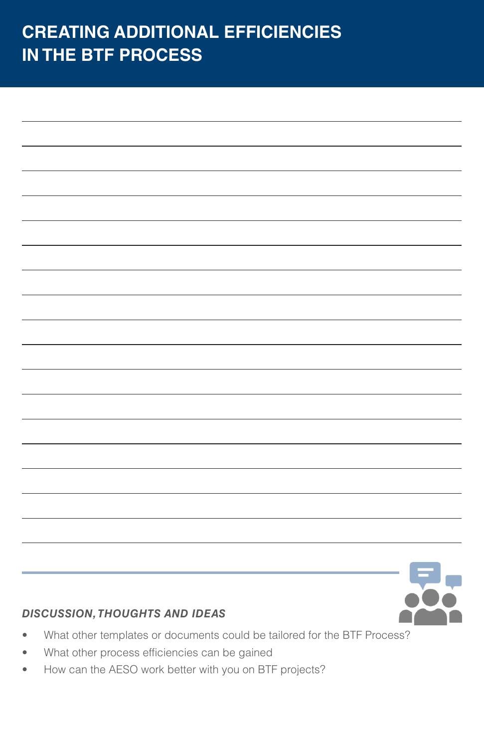# CREATING ADDITIONAL EFFICIENCIES IN THE BTF PROCESS

***DISCUSSION, THOUGHTS AND IDEAS***

- What other templates or documents could be tailored for the BTF Process?
- What other process efficiencies can be gained
- How can the AESO work better with you on BTF projects?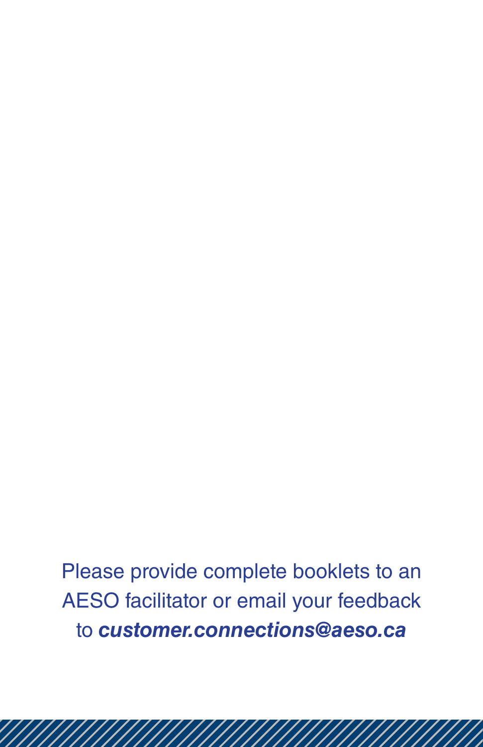Please provide complete booklets to an AESO facilitator or email your feedback to ***customer.connections@aeso.ca***